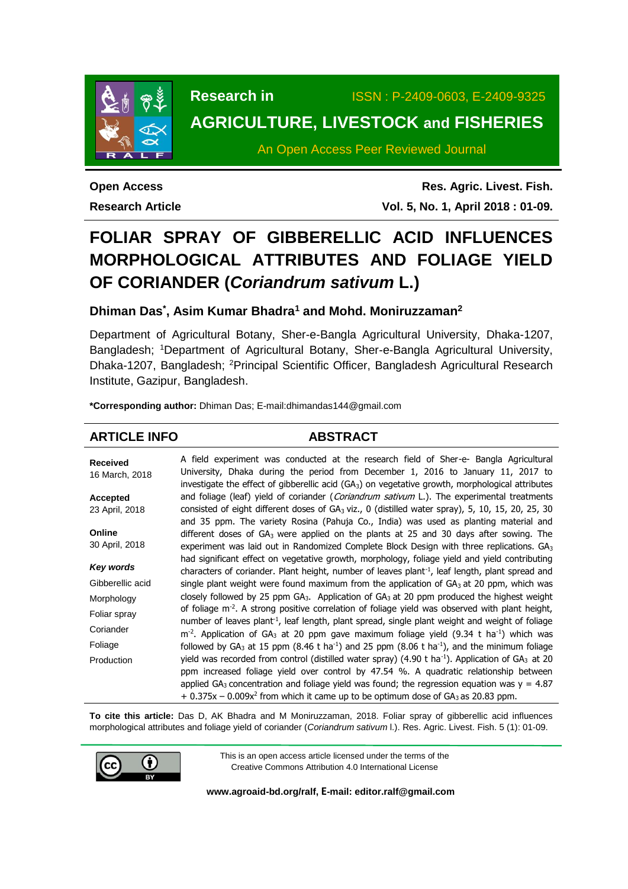Research in

AGRICULTURE, LIVESTOCK and FISHERIES

ISSN : P-2409-0603, E-2409-9325

An Open Access Peer Reviewed Journal

**Open Access**

**Research Article**

# FOLIAR SPRAY OF GIBBERELLIC ACID INFLUENCES MORPHOLOGICAL ATTRIBUTES AND FOLIAGE YIELD OF CORIANDER (*Coriandrum sativum* L.)

### Dhiman Das*, Asim Kumar Bhadra[1] and Mohd. Moniruzzaman[2]

Department of Agricultural Botany, Sher-e-Bangla Agricultural University, Dhaka-1207, Bangladesh; [1]Department of Agricultural Botany, Sher-e-Bangla Agricultural University, Dhaka-1207, Bangladesh; [2]Principal Scientific Officer, Bangladesh Agricultural Research Institute, Gazipur, Bangladesh.

**\*Corresponding author:** Dhiman Das; E-mail:dhimandas144@gmail.com

## ARTICLE INFO

**Received**
16 March, 2018

**Accepted**
23 April, 2018

**Online**
30 April, 2018

***Key words***

Gibberellic acid
Morphology
Foliar spray
Coriander
Foliage
Production

## ABSTRACT

A field experiment was conducted at the research field of Sher-e- Bangla Agricultural University, Dhaka during the period from December 1, 2016 to January 11, 2017 to investigate the effect of gibberellic acid ($GA_3$) on vegetative growth, morphological attributes and foliage (leaf) yield of coriander (*Coriandrum sativum* L.). The experimental treatments consisted of eight different doses of $GA_3$ viz., 0 (distilled water spray), 5, 10, 15, 20, 25, 30 and 35 ppm. The variety Rosina (Pahuja Co., India) was used as planting material and different doses of $GA_3$ were applied on the plants at 25 and 30 days after sowing. The experiment was laid out in Randomized Complete Block Design with three replications. $GA_3$ had significant effect on vegetative growth, morphology, foliage yield and yield contributing characters of coriander. Plant height, number of leaves plant$^{-1}$, leaf length, plant spread and single plant weight were found maximum from the application of $GA_3$ at 20 ppm, which was closely followed by 25 ppm $GA_3$. Application of $GA_3$ at 20 ppm produced the highest weight of foliage m$^{-2}$. A strong positive correlation of foliage yield was observed with plant height, number of leaves plant$^{-1}$, leaf length, plant spread, single plant weight and weight of foliage m$^{-2}$. Application of $GA_3$ at 20 ppm gave maximum foliage yield (9.34 t ha$^{-1}$) which was followed by $GA_3$ at 15 ppm (8.46 t ha$^{-1}$) and 25 ppm (8.06 t ha$^{-1}$), and the minimum foliage yield was recorded from control (distilled water spray) (4.90 t ha$^{-1}$). Application of $GA_3$ at 20 ppm increased foliage yield over control by 47.54 %. A quadratic relationship between applied $GA_3$ concentration and foliage yield was found; the regression equation was $y = 4.87 + 0.375x - 0.009x^2$ from which it came up to be optimum dose of $GA_3$ as 20.83 ppm.

**To cite this article:** Das D, AK Bhadra and M Moniruzzaman, 2018. Foliar spray of gibberellic acid influences morphological attributes and foliage yield of coriander (*Coriandrum sativum* l.). Res. Agric. Livest. Fish. 5 (1): 01-09.

This is an open access article licensed under the terms of the Creative Commons Attribution 4.0 International License

**www.agroaid-bd.org/ralf, E-mail: editor.ralf@gmail.com**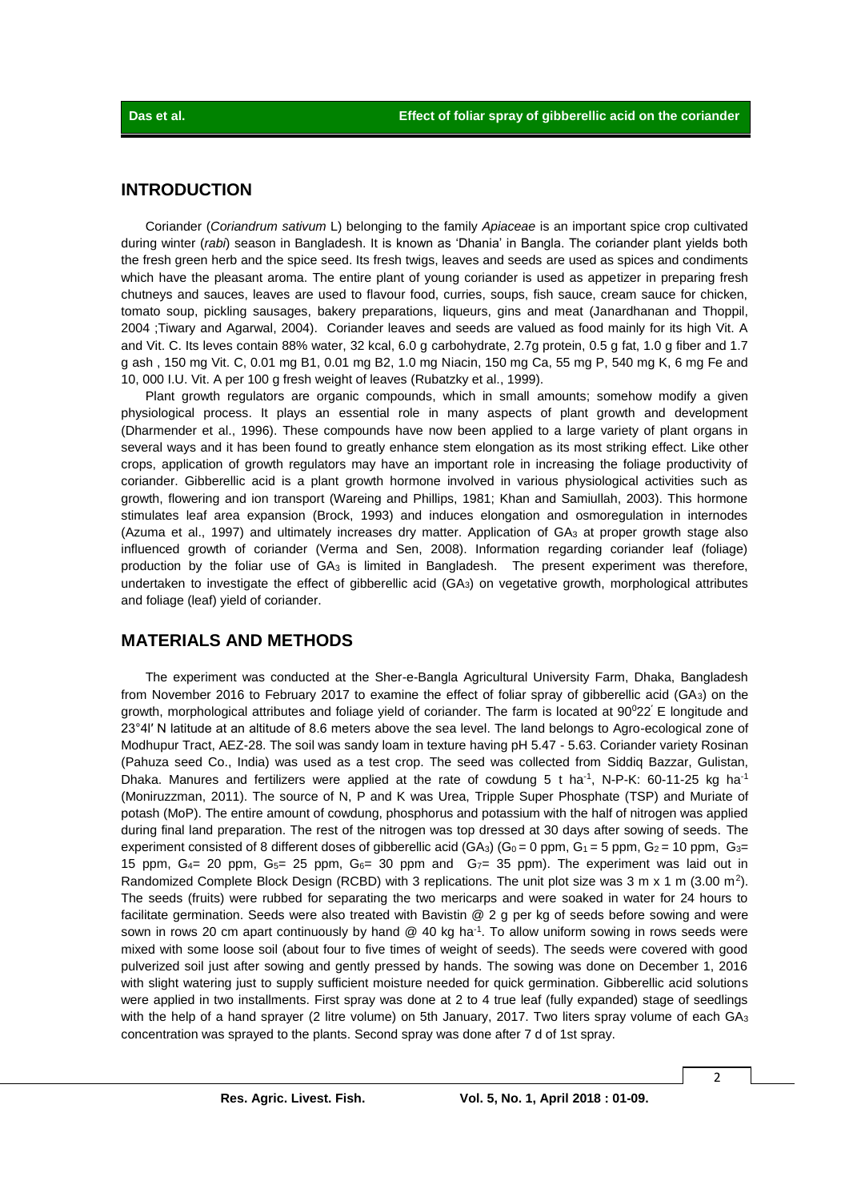## INTRODUCTION

Coriander (*Coriandrum sativum* L) belonging to the family *Apiaceae* is an important spice crop cultivated during winter (*rabi*) season in Bangladesh. It is known as 'Dhania' in Bangla. The coriander plant yields both the fresh green herb and the spice seed. Its fresh twigs, leaves and seeds are used as spices and condiments which have the pleasant aroma. The entire plant of young coriander is used as appetizer in preparing fresh chutneys and sauces, leaves are used to flavour food, curries, soups, fish sauce, cream sauce for chicken, tomato soup, pickling sausages, bakery preparations, liqueurs, gins and meat (Janardhanan and Thoppil, 2004 ;Tiwary and Agarwal, 2004). Coriander leaves and seeds are valued as food mainly for its high Vit. A and Vit. C. Its leves contain 88% water, 32 kcal, 6.0 g carbohydrate, 2.7g protein, 0.5 g fat, 1.0 g fiber and 1.7 g ash , 150 mg Vit. C, 0.01 mg B1, 0.01 mg B2, 1.0 mg Niacin, 150 mg Ca, 55 mg P, 540 mg K, 6 mg Fe and 10, 000 I.U. Vit. A per 100 g fresh weight of leaves (Rubatzky et al., 1999).

Plant growth regulators are organic compounds, which in small amounts; somehow modify a given physiological process. It plays an essential role in many aspects of plant growth and development (Dharmender et al., 1996). These compounds have now been applied to a large variety of plant organs in several ways and it has been found to greatly enhance stem elongation as its most striking effect. Like other crops, application of growth regulators may have an important role in increasing the foliage productivity of coriander. Gibberellic acid is a plant growth hormone involved in various physiological activities such as growth, flowering and ion transport (Wareing and Phillips, 1981; Khan and Samiullah, 2003). This hormone stimulates leaf area expansion (Brock, 1993) and induces elongation and osmoregulation in internodes (Azuma et al., 1997) and ultimately increases dry matter. Application of $GA_3$ at proper growth stage also influenced growth of coriander (Verma and Sen, 2008). Information regarding coriander leaf (foliage) production by the foliar use of $GA_3$ is limited in Bangladesh. The present experiment was therefore, undertaken to investigate the effect of gibberellic acid ($GA_3$) on vegetative growth, morphological attributes and foliage (leaf) yield of coriander.

## MATERIALS AND METHODS

The experiment was conducted at the Sher-e-Bangla Agricultural University Farm, Dhaka, Bangladesh from November 2016 to February 2017 to examine the effect of foliar spray of gibberellic acid ($GA_3$) on the growth, morphological attributes and foliage yield of coriander. The farm is located at $90^0 22'$ E longitude and 23°4l′ N latitude at an altitude of 8.6 meters above the sea level. The land belongs to Agro-ecological zone of Modhupur Tract, AEZ-28. The soil was sandy loam in texture having pH 5.47 - 5.63. Coriander variety Rosinan (Pahuza seed Co., India) was used as a test crop. The seed was collected from Siddiq Bazzar, Gulistan, Dhaka. Manures and fertilizers were applied at the rate of cowdung 5 t $ha^{-1}$, N-P-K: 60-11-25 kg $ha^{-1}$ (Moniruzzman, 2011). The source of N, P and K was Urea, Tripple Super Phosphate (TSP) and Muriate of potash (MoP). The entire amount of cowdung, phosphorus and potassium with the half of nitrogen was applied during final land preparation. The rest of the nitrogen was top dressed at 30 days after sowing of seeds. The experiment consisted of 8 different doses of gibberellic acid ($GA_3$) ($G_0$ = 0 ppm, $G_1$ = 5 ppm, $G_2$ = 10 ppm, $G_3$= 15 ppm, $G_4$= 20 ppm, $G_5$= 25 ppm, $G_6$= 30 ppm and $G_7$= 35 ppm). The experiment was laid out in Randomized Complete Block Design (RCBD) with 3 replications. The unit plot size was 3 m x 1 m (3.00 $m^2$). The seeds (fruits) were rubbed for separating the two mericarps and were soaked in water for 24 hours to facilitate germination. Seeds were also treated with Bavistin @ 2 g per kg of seeds before sowing and were sown in rows 20 cm apart continuously by hand @ 40 kg $ha^{-1}$. To allow uniform sowing in rows seeds were mixed with some loose soil (about four to five times of weight of seeds). The seeds were covered with good pulverized soil just after sowing and gently pressed by hands. The sowing was done on December 1, 2016 with slight watering just to supply sufficient moisture needed for quick germination. Gibberellic acid solutions were applied in two installments. First spray was done at 2 to 4 true leaf (fully expanded) stage of seedlings with the help of a hand sprayer (2 litre volume) on 5th January, 2017. Two liters spray volume of each $GA_3$ concentration was sprayed to the plants. Second spray was done after 7 d of 1st spray.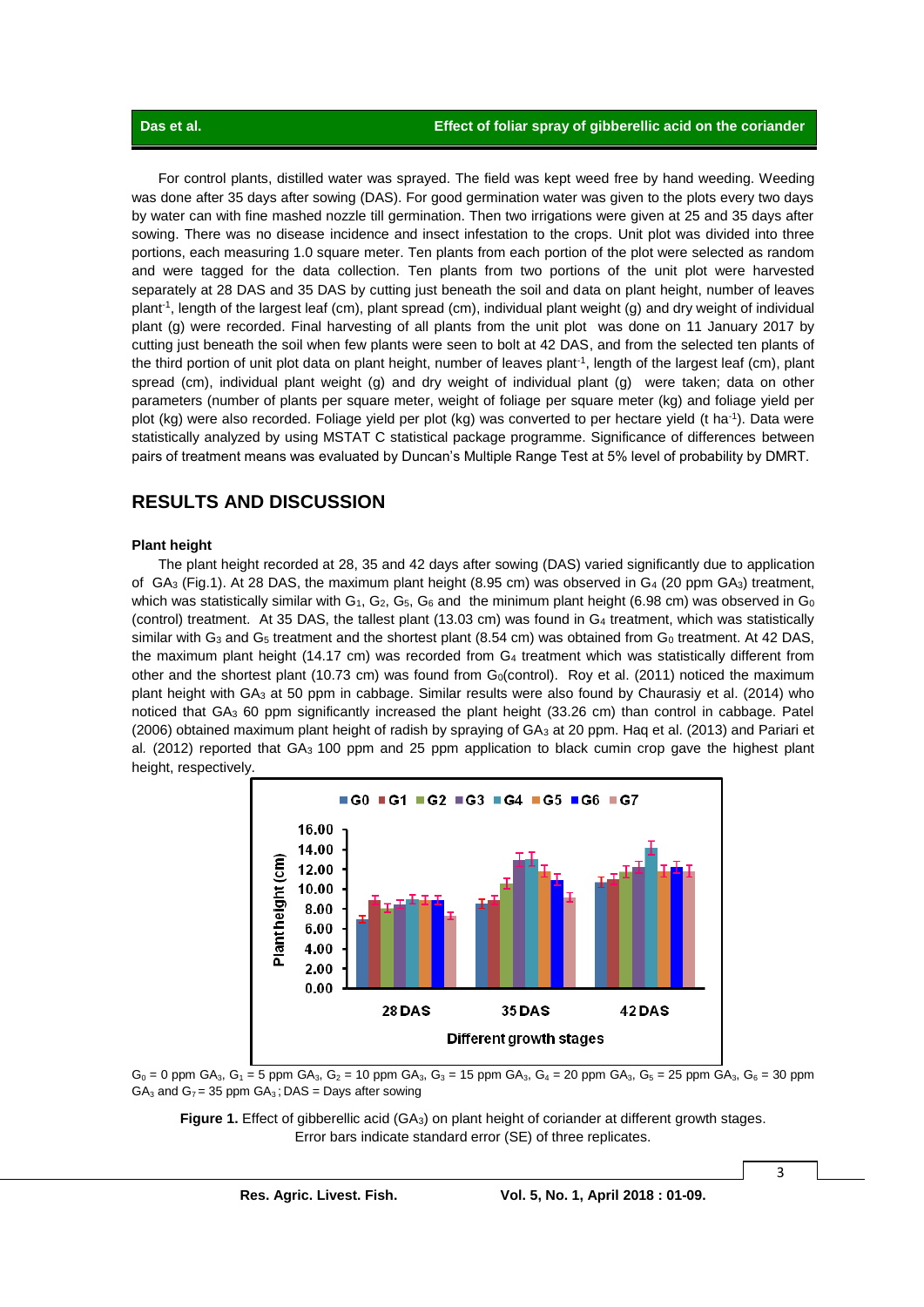For control plants, distilled water was sprayed. The field was kept weed free by hand weeding. Weeding was done after 35 days after sowing (DAS). For good germination water was given to the plots every two days by water can with fine mashed nozzle till germination. Then two irrigations were given at 25 and 35 days after sowing. There was no disease incidence and insect infestation to the crops. Unit plot was divided into three portions, each measuring 1.0 square meter. Ten plants from each portion of the plot were selected as random and were tagged for the data collection. Ten plants from two portions of the unit plot were harvested separately at 28 DAS and 35 DAS by cutting just beneath the soil and data on plant height, number of leaves plant$^{-1}$, length of the largest leaf (cm), plant spread (cm), individual plant weight (g) and dry weight of individual plant (g) were recorded. Final harvesting of all plants from the unit plot was done on 11 January 2017 by cutting just beneath the soil when few plants were seen to bolt at 42 DAS, and from the selected ten plants of the third portion of unit plot data on plant height, number of leaves plant$^{-1}$, length of the largest leaf (cm), plant spread (cm), individual plant weight (g) and dry weight of individual plant (g) were taken; data on other parameters (number of plants per square meter, weight of foliage per square meter (kg) and foliage yield per plot (kg) were also recorded. Foliage yield per plot (kg) was converted to per hectare yield (t ha$^{-1}$). Data were statistically analyzed by using MSTAT C statistical package programme. Significance of differences between pairs of treatment means was evaluated by Duncan's Multiple Range Test at 5% level of probability by DMRT.

## RESULTS AND DISCUSSION

### Plant height

The plant height recorded at 28, 35 and 42 days after sowing (DAS) varied significantly due to application of $GA_3$ (Fig.1). At 28 DAS, the maximum plant height (8.95 cm) was observed in $G_4$ (20 ppm $GA_3$) treatment, which was statistically similar with $G_1$, $G_2$, $G_5$, $G_6$ and the minimum plant height (6.98 cm) was observed in $G_0$ (control) treatment. At 35 DAS, the tallest plant (13.03 cm) was found in $G_4$ treatment, which was statistically similar with $G_3$ and $G_5$ treatment and the shortest plant (8.54 cm) was obtained from $G_0$ treatment. At 42 DAS, the maximum plant height (14.17 cm) was recorded from $G_4$ treatment which was statistically different from other and the shortest plant (10.73 cm) was found from $G_0$(control). Roy et al. (2011) noticed the maximum plant height with $GA_3$ at 50 ppm in cabbage. Similar results were also found by Chaurasiy et al. (2014) who noticed that $GA_3$ 60 ppm significantly increased the plant height (33.26 cm) than control in cabbage. Patel (2006) obtained maximum plant height of radish by spraying of $GA_3$ at 20 ppm. Haq et al. (2013) and Pariari et al. (2012) reported that $GA_3$ 100 ppm and 25 ppm application to black cumin crop gave the highest plant height, respectively.

$G_0$ = 0 ppm $GA_3$, $G_1$ = 5 ppm $GA_3$, $G_2$ = 10 ppm $GA_3$, $G_3$ = 15 ppm $GA_3$, $G_4$ = 20 ppm $GA_3$, $G_5$ = 25 ppm $GA_3$, $G_6$ = 30 ppm $GA_3$ and $G_7$ = 35 ppm $GA_3$; DAS = Days after sowing

**Figure 1.** Effect of gibberellic acid ($GA_3$) on plant height of coriander at different growth stages. Error bars indicate standard error (SE) of three replicates.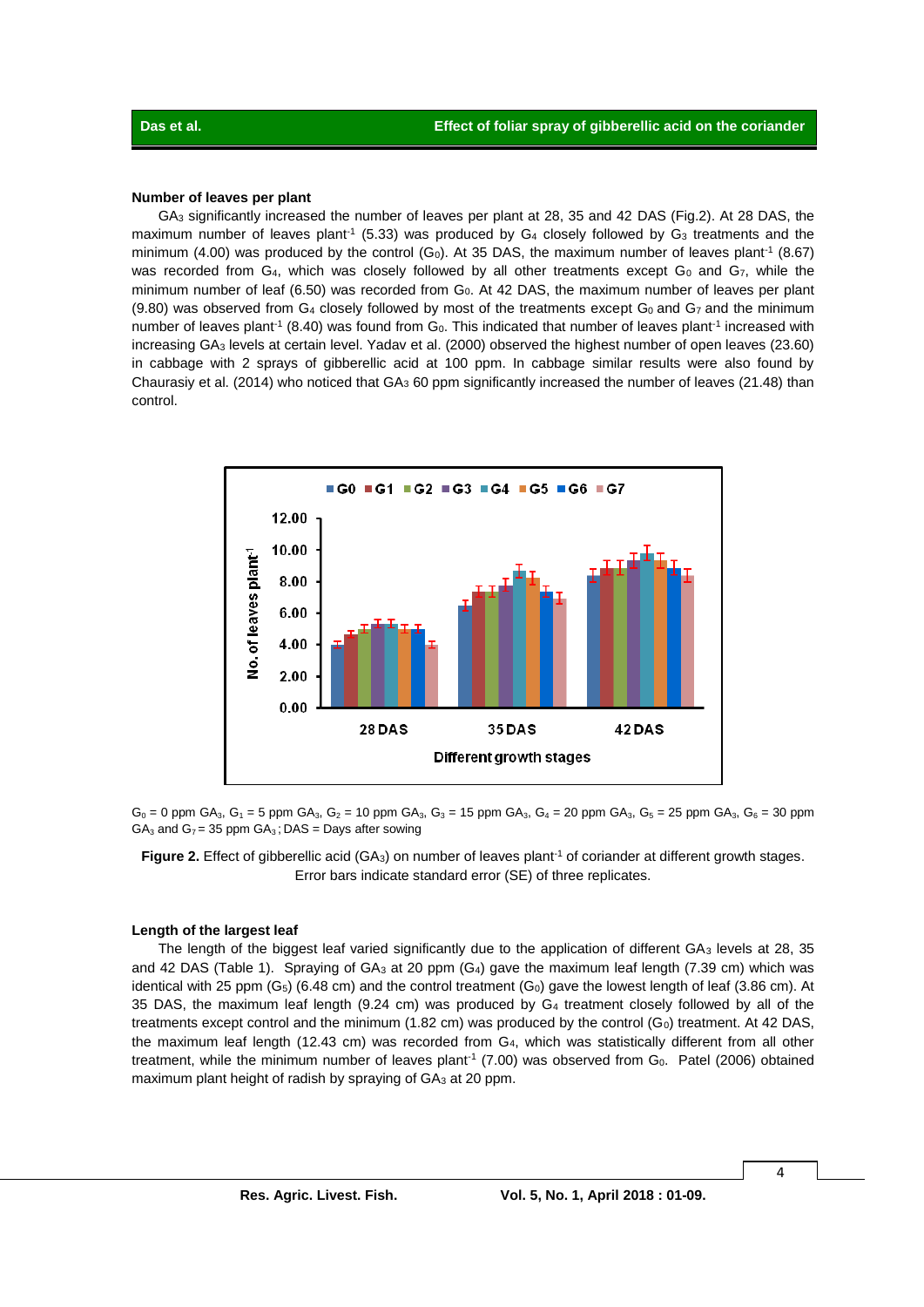### Number of leaves per plant

$GA_3$ significantly increased the number of leaves per plant at 28, 35 and 42 DAS (Fig.2). At 28 DAS, the maximum number of leaves plant$^{-1}$ (5.33) was produced by $G_4$ closely followed by $G_3$ treatments and the minimum (4.00) was produced by the control ($G_0$). At 35 DAS, the maximum number of leaves plant$^{-1}$ (8.67) was recorded from $G_4$, which was closely followed by all other treatments except $G_0$ and $G_7$, while the minimum number of leaf (6.50) was recorded from $G_0$. At 42 DAS, the maximum number of leaves per plant (9.80) was observed from $G_4$ closely followed by most of the treatments except $G_0$ and $G_7$ and the minimum number of leaves plant$^{-1}$ (8.40) was found from $G_0$. This indicated that number of leaves plant$^{-1}$ increased with increasing $GA_3$ levels at certain level. Yadav et al. (2000) observed the highest number of open leaves (23.60) in cabbage with 2 sprays of gibberellic acid at 100 ppm. In cabbage similar results were also found by Chaurasiy et al. (2014) who noticed that $GA_3$ 60 ppm significantly increased the number of leaves (21.48) than control.

$G_0$ = 0 ppm $GA_3$, $G_1$ = 5 ppm $GA_3$, $G_2$ = 10 ppm $GA_3$, $G_3$ = 15 ppm $GA_3$, $G_4$ = 20 ppm $GA_3$, $G_5$ = 25 ppm $GA_3$, $G_6$ = 30 ppm $GA_3$ and $G_7$ = 35 ppm $GA_3$; DAS = Days after sowing

**Figure 2.** Effect of gibberellic acid ($GA_3$) on number of leaves plant$^{-1}$ of coriander at different growth stages. Error bars indicate standard error (SE) of three replicates.

### Length of the largest leaf

The length of the biggest leaf varied significantly due to the application of different $GA_3$ levels at 28, 35 and 42 DAS (Table 1). Spraying of $GA_3$ at 20 ppm ($G_4$) gave the maximum leaf length (7.39 cm) which was identical with 25 ppm ($G_5$) (6.48 cm) and the control treatment ($G_0$) gave the lowest length of leaf (3.86 cm). At 35 DAS, the maximum leaf length (9.24 cm) was produced by $G_4$ treatment closely followed by all of the treatments except control and the minimum (1.82 cm) was produced by the control ($G_0$) treatment. At 42 DAS, the maximum leaf length (12.43 cm) was recorded from $G_4$, which was statistically different from all other treatment, while the minimum number of leaves plant$^{-1}$ (7.00) was observed from $G_0$. Patel (2006) obtained maximum plant height of radish by spraying of $GA_3$ at 20 ppm.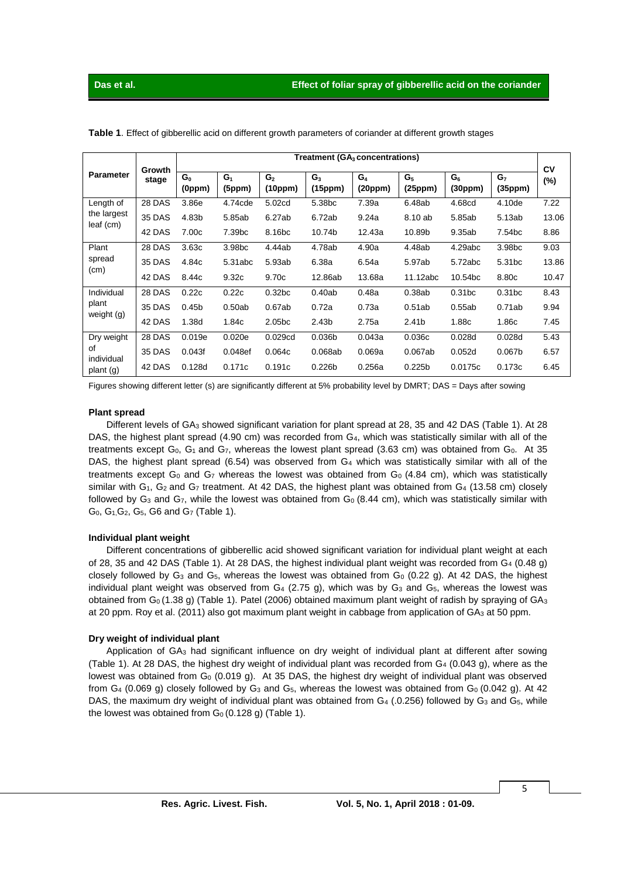**Table 1**. Effect of gibberellic acid on different growth parameters of coriander at different growth stages

| Parameter | Growth stage | Treatment ($GA_3$ concentrations) | | | | | | | | CV (%) |
|---|---|---|---|---|---|---|---|---|---|---|
| | | $G_0$ (0ppm) | $G_1$ (5ppm) | $G_2$ (10ppm) | $G_3$ (15ppm) | $G_4$ (20ppm) | $G_5$ (25ppm) | $G_6$ (30ppm) | $G_7$ (35ppm) | |
| Length of the largest leaf (cm) | 28 DAS | 3.86e | 4.74cde | 5.02cd | 5.38bc | 7.39a | 6.48ab | 4.68cd | 4.10de | 7.22 |
| | 35 DAS | 4.83b | 5.85ab | 6.27ab | 6.72ab | 9.24a | 8.10 ab | 5.85ab | 5.13ab | 13.06 |
| | 42 DAS | 7.00c | 7.39bc | 8.16bc | 10.74b | 12.43a | 10.89b | 9.35ab | 7.54bc | 8.86 |
| Plant spread (cm) | 28 DAS | 3.63c | 3.98bc | 4.44ab | 4.78ab | 4.90a | 4.48ab | 4.29abc | 3.98bc | 9.03 |
| | 35 DAS | 4.84c | 5.31abc | 5.93ab | 6.38a | 6.54a | 5.97ab | 5.72abc | 5.31bc | 13.86 |
| | 42 DAS | 8.44c | 9.32c | 9.70c | 12.86ab | 13.68a | 11.12abc | 10.54bc | 8.80c | 10.47 |
| Individual plant weight (g) | 28 DAS | 0.22c | 0.22c | 0.32bc | 0.40ab | 0.48a | 0.38ab | 0.31bc | 0.31bc | 8.43 |
| | 35 DAS | 0.45b | 0.50ab | 0.67ab | 0.72a | 0.73a | 0.51ab | 0.55ab | 0.71ab | 9.94 |
| | 42 DAS | 1.38d | 1.84c | 2.05bc | 2.43b | 2.75a | 2.41b | 1.88c | 1.86c | 7.45 |
| Dry weight of individual plant (g) | 28 DAS | 0.019e | 0.020e | 0.029cd | 0.036b | 0.043a | 0.036c | 0.028d | 0.028d | 5.43 |
| | 35 DAS | 0.043f | 0.048ef | 0.064c | 0.068ab | 0.069a | 0.067ab | 0.052d | 0.067b | 6.57 |
| | 42 DAS | 0.128d | 0.171c | 0.191c | 0.226b | 0.256a | 0.225b | 0.0175c | 0.173c | 6.45 |

Figures showing different letter (s) are significantly different at 5% probability level by DMRT; DAS = Days after sowing

### Plant spread

Different levels of $GA_3$ showed significant variation for plant spread at 28, 35 and 42 DAS (Table 1). At 28 DAS, the highest plant spread (4.90 cm) was recorded from $G_4$, which was statistically similar with all of the treatments except $G_0$, $G_1$ and $G_7$, whereas the lowest plant spread (3.63 cm) was obtained from $G_0$. At 35 DAS, the highest plant spread (6.54) was observed from $G_4$ which was statistically similar with all of the treatments except $G_0$ and $G_7$ whereas the lowest was obtained from $G_0$ (4.84 cm), which was statistically similar with $G_1$, $G_2$ and $G_7$ treatment. At 42 DAS, the highest plant was obtained from $G_4$ (13.58 cm) closely followed by $G_3$ and $G_7$, while the lowest was obtained from $G_0$ (8.44 cm), which was statistically similar with $G_0$, $G_1$, $G_2$, $G_5$, G6 and $G_7$ (Table 1).

### Individual plant weight

Different concentrations of gibberellic acid showed significant variation for individual plant weight at each of 28, 35 and 42 DAS (Table 1). At 28 DAS, the highest individual plant weight was recorded from $G_4$ (0.48 g) closely followed by $G_3$ and $G_5$, whereas the lowest was obtained from $G_0$ (0.22 g). At 42 DAS, the highest individual plant weight was observed from $G_4$ (2.75 g), which was by $G_3$ and $G_5$, whereas the lowest was obtained from $G_0$ (1.38 g) (Table 1). Patel (2006) obtained maximum plant weight of radish by spraying of $GA_3$ at 20 ppm. Roy et al. (2011) also got maximum plant weight in cabbage from application of $GA_3$ at 50 ppm.

### Dry weight of individual plant

Application of $GA_3$ had significant influence on dry weight of individual plant at different after sowing (Table 1). At 28 DAS, the highest dry weight of individual plant was recorded from $G_4$ (0.043 g), where as the lowest was obtained from $G_0$ (0.019 g). At 35 DAS, the highest dry weight of individual plant was observed from $G_4$ (0.069 g) closely followed by $G_3$ and $G_5$, whereas the lowest was obtained from $G_0$ (0.042 g). At 42 DAS, the maximum dry weight of individual plant was obtained from $G_4$ (.0.256) followed by $G_3$ and $G_5$, while the lowest was obtained from $G_0$ (0.128 g) (Table 1).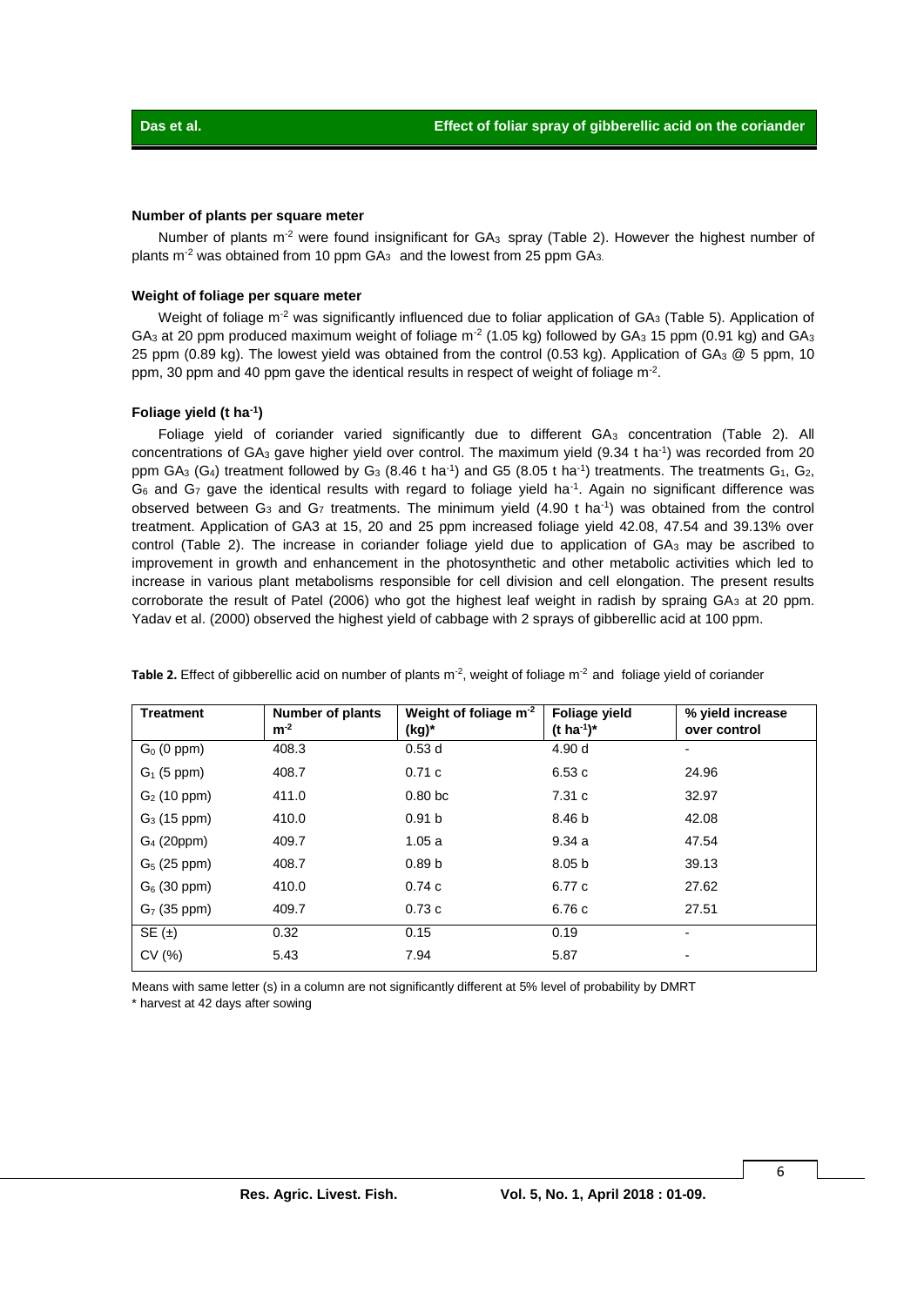#### Number of plants per square meter

Number of plants $m^{-2}$ were found insignificant for $GA_3$ spray (Table 2). However the highest number of plants $m^{-2}$ was obtained from 10 ppm $GA_3$ and the lowest from 25 ppm $GA_3$.

#### Weight of foliage per square meter

Weight of foliage $m^{-2}$ was significantly influenced due to foliar application of $GA_3$ (Table 5). Application of $GA_3$ at 20 ppm produced maximum weight of foliage $m^{-2}$ (1.05 kg) followed by $GA_3$ 15 ppm (0.91 kg) and $GA_3$ 25 ppm (0.89 kg). The lowest yield was obtained from the control (0.53 kg). Application of $GA_3$ @ 5 ppm, 10 ppm, 30 ppm and 40 ppm gave the identical results in respect of weight of foliage $m^{-2}$.

#### Foliage yield (t $ha^{-1}$)

Foliage yield of coriander varied significantly due to different $GA_3$ concentration (Table 2). All concentrations of $GA_3$ gave higher yield over control. The maximum yield (9.34 t $ha^{-1}$) was recorded from 20 ppm $GA_3$ ($G_4$) treatment followed by $G_3$ (8.46 t $ha^{-1}$) and G5 (8.05 t $ha^{-1}$) treatments. The treatments $G_1$, $G_2$, $G_6$ and $G_7$ gave the identical results with regard to foliage yield $ha^{-1}$. Again no significant difference was observed between $G_3$ and $G_7$ treatments. The minimum yield (4.90 t $ha^{-1}$) was obtained from the control treatment. Application of GA3 at 15, 20 and 25 ppm increased foliage yield 42.08, 47.54 and 39.13% over control (Table 2). The increase in coriander foliage yield due to application of $GA_3$ may be ascribed to improvement in growth and enhancement in the photosynthetic and other metabolic activities which led to increase in various plant metabolisms responsible for cell division and cell elongation. The present results corroborate the result of Patel (2006) who got the highest leaf weight in radish by spraing $GA_3$ at 20 ppm. Yadav et al. (2000) observed the highest yield of cabbage with 2 sprays of gibberellic acid at 100 ppm.

**Table 2.** Effect of gibberellic acid on number of plants $m^{-2}$, weight of foliage $m^{-2}$ and foliage yield of coriander

| Treatment | Number of plants $m^{-2}$ | Weight of foliage $m^{-2}$ (kg)* | Foliage yield (t $ha^{-1}$)* | % yield increase over control |
|---|---|---|---|---|
| $G_0$ (0 ppm) | 408.3 | 0.53 d | 4.90 d | - |
| $G_1$ (5 ppm) | 408.7 | 0.71 c | 6.53 c | 24.96 |
| $G_2$ (10 ppm) | 411.0 | 0.80 bc | 7.31 c | 32.97 |
| $G_3$ (15 ppm) | 410.0 | 0.91 b | 8.46 b | 42.08 |
| $G_4$ (20ppm) | 409.7 | 1.05 a | 9.34 a | 47.54 |
| $G_5$ (25 ppm) | 408.7 | 0.89 b | 8.05 b | 39.13 |
| $G_6$ (30 ppm) | 410.0 | 0.74 c | 6.77 c | 27.62 |
| $G_7$ (35 ppm) | 409.7 | 0.73 c | 6.76 c | 27.51 |
| SE (±) | 0.32 | 0.15 | 0.19 | - |
| CV (%) | 5.43 | 7.94 | 5.87 | - |

Means with same letter (s) in a column are not significantly different at 5% level of probability by DMRT

\* harvest at 42 days after sowing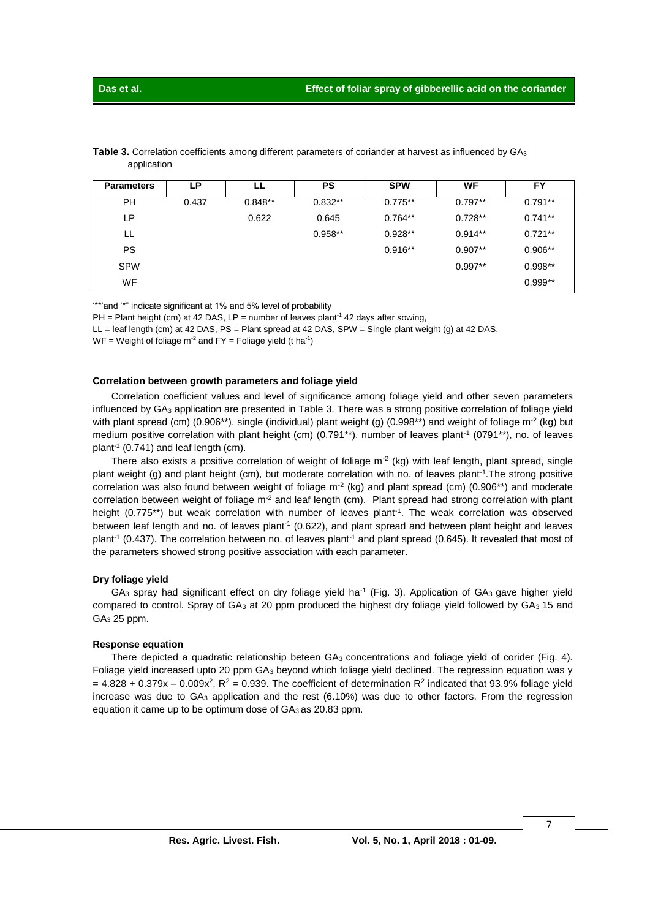**Table 3.** Correlation coefficients among different parameters of coriander at harvest as influenced by $GA_3$ application

| Parameters | LP | LL | PS | SPW | WF | FY |
|---|---|---|---|---|---|---|
| PH | 0.437 | 0.848** | 0.832** | 0.775** | 0.797** | 0.791** |
| LP | | 0.622 | 0.645 | 0.764** | 0.728** | 0.741** |
| LL | | | 0.958** | 0.928** | 0.914** | 0.721** |
| PS | | | | 0.916** | 0.907** | 0.906** |
| SPW | | | | | 0.997** | 0.998** |
| WF | | | | | | 0.999** |

'**'and '*' indicate significant at 1% and 5% level of probability

PH = Plant height (cm) at 42 DAS, LP = number of leaves plant$^{-1}$ 42 days after sowing,

LL = leaf length (cm) at 42 DAS, PS = Plant spread at 42 DAS, SPW = Single plant weight (g) at 42 DAS,

WF = Weight of foliage m$^{-2}$ and FY = Foliage yield (t ha$^{-1}$)

### Correlation between growth parameters and foliage yield

Correlation coefficient values and level of significance among foliage yield and other seven parameters influenced by $GA_3$ application are presented in Table 3. There was a strong positive correlation of foliage yield with plant spread (cm) (0.906**), single (individual) plant weight (g) (0.998**) and weight of foliage m$^{-2}$ (kg) but medium positive correlation with plant height (cm) (0.791**), number of leaves plant$^{-1}$ (0791**), no. of leaves plant$^{-1}$ (0.741) and leaf length (cm).

There also exists a positive correlation of weight of foliage m$^{-2}$ (kg) with leaf length, plant spread, single plant weight (g) and plant height (cm), but moderate correlation with no. of leaves plant$^{-1}$.The strong positive correlation was also found between weight of foliage m$^{-2}$ (kg) and plant spread (cm) (0.906**) and moderate correlation between weight of foliage m$^{-2}$ and leaf length (cm). Plant spread had strong correlation with plant height (0.775**) but weak correlation with number of leaves plant$^{-1}$. The weak correlation was observed between leaf length and no. of leaves plant$^{-1}$ (0.622), and plant spread and between plant height and leaves plant$^{-1}$ (0.437). The correlation between no. of leaves plant$^{-1}$ and plant spread (0.645). It revealed that most of the parameters showed strong positive association with each parameter.

### Dry foliage yield

$GA_3$ spray had significant effect on dry foliage yield ha$^{-1}$ (Fig. 3). Application of $GA_3$ gave higher yield compared to control. Spray of $GA_3$ at 20 ppm produced the highest dry foliage yield followed by $GA_3$ 15 and $GA_3$ 25 ppm.

### Response equation

There depicted a quadratic relationship beteen $GA_3$ concentrations and foliage yield of corider (Fig. 4). Foliage yield increased upto 20 ppm $GA_3$ beyond which foliage yield declined. The regression equation was $y = 4.828 + 0.379x - 0.009x^2$, $R^2 = 0.939$. The coefficient of determination $R^2$ indicated that 93.9% foliage yield increase was due to $GA_3$ application and the rest (6.10%) was due to other factors. From the regression equation it came up to be optimum dose of $GA_3$ as 20.83 ppm.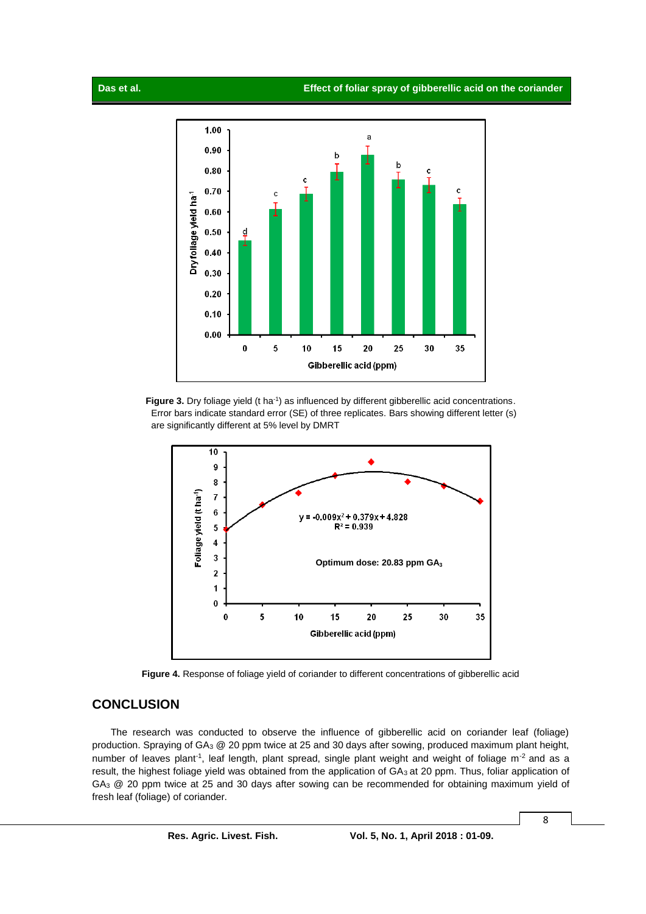**Figure 3.** Dry foliage yield (t ha$^{-1}$) as influenced by different gibberellic acid concentrations. Error bars indicate standard error (SE) of three replicates. Bars showing different letter (s) are significantly different at 5% level by DMRT

**Figure 4.** Response of foliage yield of coriander to different concentrations of gibberellic acid

## CONCLUSION

The research was conducted to observe the influence of gibberellic acid on coriander leaf (foliage) production. Spraying of $GA_3$ @ 20 ppm twice at 25 and 30 days after sowing, produced maximum plant height, number of leaves plant$^{-1}$, leaf length, plant spread, single plant weight and weight of foliage m$^{-2}$ and as a result, the highest foliage yield was obtained from the application of $GA_3$ at 20 ppm. Thus, foliar application of $GA_3$ @ 20 ppm twice at 25 and 30 days after sowing can be recommended for obtaining maximum yield of fresh leaf (foliage) of coriander.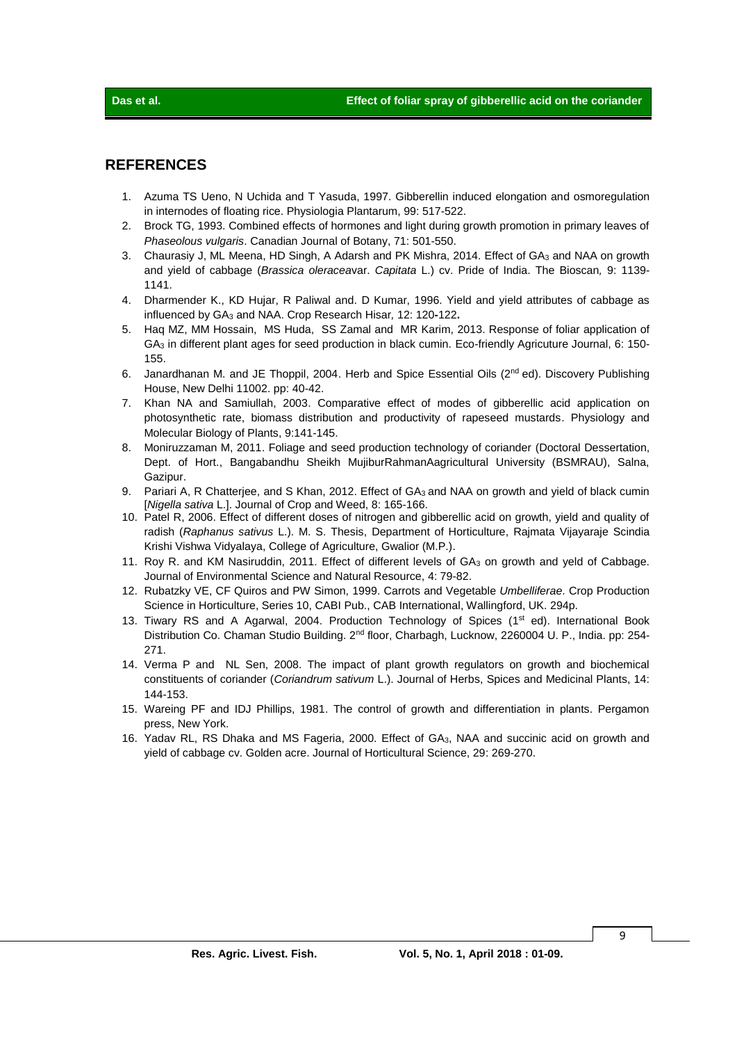## REFERENCES

1. Azuma TS Ueno, N Uchida and T Yasuda, 1997. Gibberellin induced elongation and osmoregulation in internodes of floating rice. Physiologia Plantarum, 99: 517-522.
2. Brock TG, 1993. Combined effects of hormones and light during growth promotion in primary leaves of *Phaseolous vulgaris*. Canadian Journal of Botany, 71: 501-550.
3. Chaurasiy J, ML Meena, HD Singh, A Adarsh and PK Mishra, 2014. Effect of $GA_3$ and NAA on growth and yield of cabbage (*Brassica oleracea*var. *Capitata* L.) cv. Pride of India. The Bioscan*,* 9: 1139-1141.
4. Dharmender K., KD Hujar, R Paliwal and. D Kumar, 1996. Yield and yield attributes of cabbage as influenced by $GA_3$ and NAA. Crop Research Hisar*,* 12: 120**-**122**.**
5. Haq MZ, MM Hossain, MS Huda, SS Zamal and MR Karim, 2013. Response of foliar application of $GA_3$ in different plant ages for seed production in black cumin. Eco-friendly Agricuture Journal, 6: 150-155.
6. Janardhanan M. and JE Thoppil, 2004. Herb and Spice Essential Oils (2nd ed). Discovery Publishing House, New Delhi 11002. pp: 40-42.
7. Khan NA and Samiullah, 2003. Comparative effect of modes of gibberellic acid application on photosynthetic rate, biomass distribution and productivity of rapeseed mustards. Physiology and Molecular Biology of Plants, 9:141-145.
8. Moniruzzaman M, 2011. Foliage and seed production technology of coriander (Doctoral Dessertation, Dept. of Hort., Bangabandhu Sheikh MujiburRahmanAagricultural University (BSMRAU), Salna, Gazipur.
9. Pariari A, R Chatterjee, and S Khan, 2012. Effect of $GA_3$ and NAA on growth and yield of black cumin [*Nigella sativa* L.]. Journal of Crop and Weed, 8: 165-166.
10. Patel R, 2006. Effect of different doses of nitrogen and gibberellic acid on growth, yield and quality of radish (*Raphanus sativus* L.). M. S. Thesis, Department of Horticulture, Rajmata Vijayaraje Scindia Krishi Vishwa Vidyalaya, College of Agriculture, Gwalior (M.P.).
11. Roy R. and KM Nasiruddin, 2011. Effect of different levels of $GA_3$ on growth and yeld of Cabbage. Journal of Environmental Science and Natural Resource, 4: 79-82.
12. Rubatzky VE, CF Quiros and PW Simon, 1999. Carrots and Vegetable *Umbelliferae*. Crop Production Science in Horticulture, Series 10, CABI Pub., CAB International, Wallingford, UK. 294p.
13. Tiwary RS and A Agarwal, 2004. Production Technology of Spices (1st ed). International Book Distribution Co. Chaman Studio Building. 2nd floor, Charbagh, Lucknow, 2260004 U. P., India. pp: 254-271.
14. Verma P and NL Sen, 2008. The impact of plant growth regulators on growth and biochemical constituents of coriander (*Coriandrum sativum* L.). Journal of Herbs, Spices and Medicinal Plants, 14: 144-153.
15. Wareing PF and IDJ Phillips, 1981. The control of growth and differentiation in plants. Pergamon press, New York.
16. Yadav RL, RS Dhaka and MS Fageria, 2000. Effect of $GA_3$, NAA and succinic acid on growth and yield of cabbage cv. Golden acre. Journal of Horticultural Science, 29: 269-270.